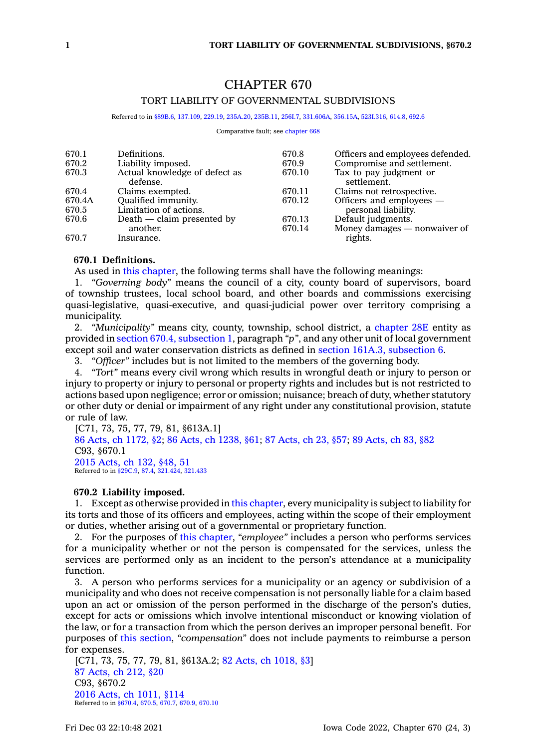# CHAPTER 670

## TORT LIABILITY OF GOVERNMENTAL SUBDIVISIONS

Referred to in §89B.6, 137.109, 229.19, 235A.20, 235B.11, 256I.7, 331.606A, 356.15A, 523I.316, 614.8, 692.6

Comparative fault; see chapter 668

| | | | |
|---|---|---|---|
| 670.1 | Definitions. | 670.8 | Officers and employees defended. |
| 670.2 | Liability imposed. | 670.9 | Compromise and settlement. |
| 670.3 | Actual knowledge of defect as defense. | 670.10 | Tax to pay judgment or settlement. |
| 670.4 | Claims exempted. | 670.11 | Claims not retrospective. |
| 670.4A | Qualified immunity. | 670.12 | Officers and employees — personal liability. |
| 670.5 | Limitation of actions. | 670.13 | Default judgments. |
| 670.6 | Death — claim presented by another. | 670.14 | Money damages — nonwaiver of rights. |
| 670.7 | Insurance. | | |

**670.1 Definitions.**

As used in this chapter, the following terms shall have the following meanings:

1. *"Governing body"* means the council of a city, county board of supervisors, board of township trustees, local school board, and other boards and commissions exercising quasi-legislative, quasi-executive, and quasi-judicial power over territory comprising a municipality.

2. *"Municipality"* means city, county, township, school district, a chapter 28E entity as provided in section 670.4, subsection 1, paragraph *"p"*, and any other unit of local government except soil and water conservation districts as defined in section 161A.3, subsection 6.

3. *"Officer"* includes but is not limited to the members of the governing body.

4. *"Tort"* means every civil wrong which results in wrongful death or injury to person or injury to property or injury to personal or property rights and includes but is not restricted to actions based upon negligence; error or omission; nuisance; breach of duty, whether statutory or other duty or denial or impairment of any right under any constitutional provision, statute or rule of law.

[C71, 73, 75, 77, 79, 81, §613A.1]

86 Acts, ch 1172, §2; 86 Acts, ch 1238, §61; 87 Acts, ch 23, §57; 89 Acts, ch 83, §82

C93, §670.1

2015 Acts, ch 132, §48, 51

Referred to in §29C.9, 87.4, 321.424, 321.433

**670.2 Liability imposed.**

1. Except as otherwise provided in this chapter, every municipality is subject to liability for its torts and those of its officers and employees, acting within the scope of their employment or duties, whether arising out of a governmental or proprietary function.

2. For the purposes of this chapter, *"employee"* includes a person who performs services for a municipality whether or not the person is compensated for the services, unless the services are performed only as an incident to the person's attendance at a municipality function.

3. A person who performs services for a municipality or an agency or subdivision of a municipality and who does not receive compensation is not personally liable for a claim based upon an act or omission of the person performed in the discharge of the person's duties, except for acts or omissions which involve intentional misconduct or knowing violation of the law, or for a transaction from which the person derives an improper personal benefit. For purposes of this section, *"compensation"* does not include payments to reimburse a person for expenses.

[C71, 73, 75, 77, 79, 81, §613A.2; 82 Acts, ch 1018, §3]

87 Acts, ch 212, §20

C93, §670.2

2016 Acts, ch 1011, §114

Referred to in §670.4, 670.5, 670.7, 670.9, 670.10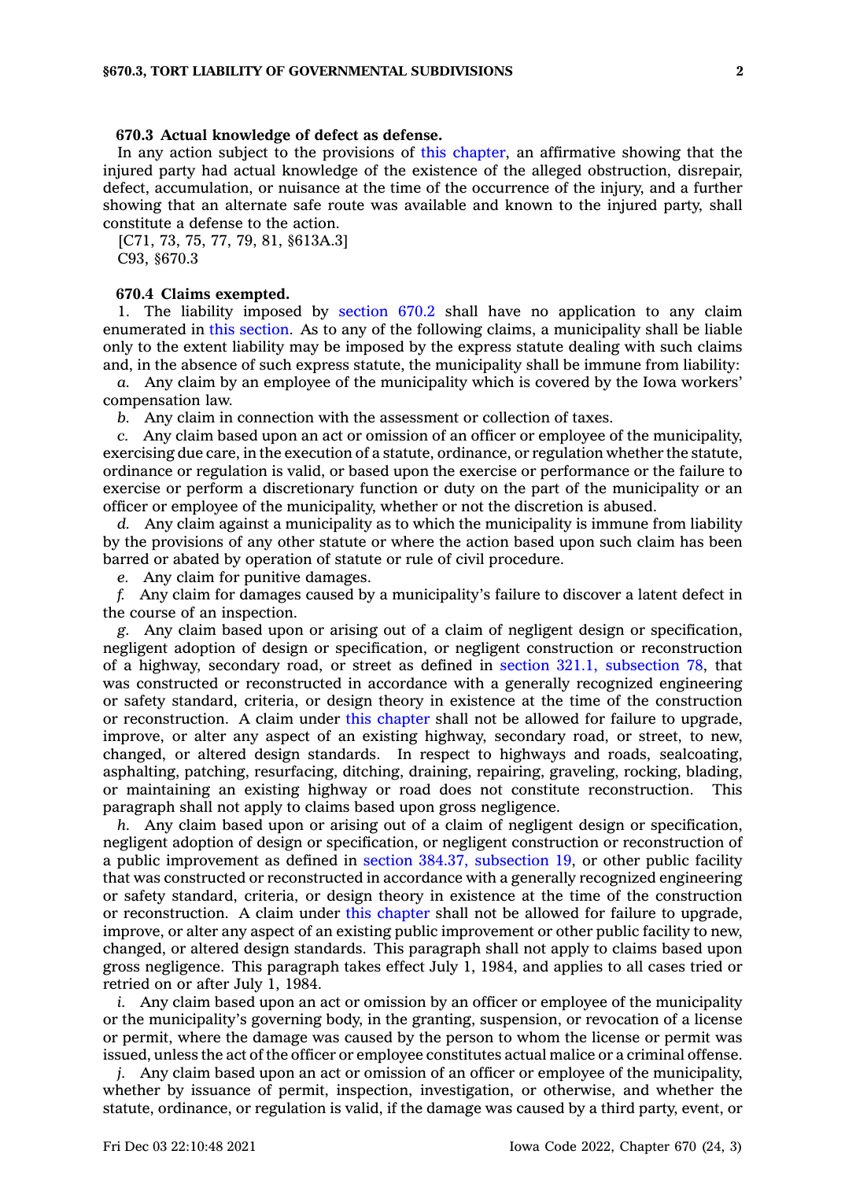**670.3 Actual knowledge of defect as defense.**

In any action subject to the provisions of this chapter, an affirmative showing that the injured party had actual knowledge of the existence of the alleged obstruction, disrepair, defect, accumulation, or nuisance at the time of the occurrence of the injury, and a further showing that an alternate safe route was available and known to the injured party, shall constitute a defense to the action.

[C71, 73, 75, 77, 79, 81, §613A.3]

C93, §670.3

**670.4 Claims exempted.**

1. The liability imposed by section 670.2 shall have no application to any claim enumerated in this section. As to any of the following claims, a municipality shall be liable only to the extent liability may be imposed by the express statute dealing with such claims and, in the absence of such express statute, the municipality shall be immune from liability:

*a.* Any claim by an employee of the municipality which is covered by the Iowa workers' compensation law.

*b.* Any claim in connection with the assessment or collection of taxes.

*c.* Any claim based upon an act or omission of an officer or employee of the municipality, exercising due care, in the execution of a statute, ordinance, or regulation whether the statute, ordinance or regulation is valid, or based upon the exercise or performance or the failure to exercise or perform a discretionary function or duty on the part of the municipality or an officer or employee of the municipality, whether or not the discretion is abused.

*d.* Any claim against a municipality as to which the municipality is immune from liability by the provisions of any other statute or where the action based upon such claim has been barred or abated by operation of statute or rule of civil procedure.

*e.* Any claim for punitive damages.

*f.* Any claim for damages caused by a municipality's failure to discover a latent defect in the course of an inspection.

*g.* Any claim based upon or arising out of a claim of negligent design or specification, negligent adoption of design or specification, or negligent construction or reconstruction of a highway, secondary road, or street as defined in section 321.1, subsection 78, that was constructed or reconstructed in accordance with a generally recognized engineering or safety standard, criteria, or design theory in existence at the time of the construction or reconstruction. A claim under this chapter shall not be allowed for failure to upgrade, improve, or alter any aspect of an existing highway, secondary road, or street, to new, changed, or altered design standards. In respect to highways and roads, sealcoating, asphalting, patching, resurfacing, ditching, draining, repairing, graveling, rocking, blading, or maintaining an existing highway or road does not constitute reconstruction. This paragraph shall not apply to claims based upon gross negligence.

*h.* Any claim based upon or arising out of a claim of negligent design or specification, negligent adoption of design or specification, or negligent construction or reconstruction of a public improvement as defined in section 384.37, subsection 19, or other public facility that was constructed or reconstructed in accordance with a generally recognized engineering or safety standard, criteria, or design theory in existence at the time of the construction or reconstruction. A claim under this chapter shall not be allowed for failure to upgrade, improve, or alter any aspect of an existing public improvement or other public facility to new, changed, or altered design standards. This paragraph shall not apply to claims based upon gross negligence. This paragraph takes effect July 1, 1984, and applies to all cases tried or retried on or after July 1, 1984.

*i.* Any claim based upon an act or omission by an officer or employee of the municipality or the municipality's governing body, in the granting, suspension, or revocation of a license or permit, where the damage was caused by the person to whom the license or permit was issued, unless the act of the officer or employee constitutes actual malice or a criminal offense.

*j.* Any claim based upon an act or omission of an officer or employee of the municipality, whether by issuance of permit, inspection, investigation, or otherwise, and whether the statute, ordinance, or regulation is valid, if the damage was caused by a third party, event, or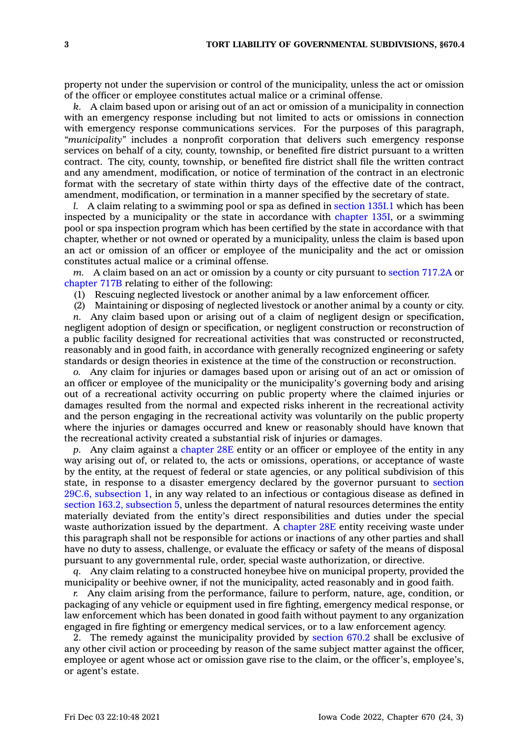property not under the supervision or control of the municipality, unless the act or omission of the officer or employee constitutes actual malice or a criminal offense.

*k.* A claim based upon or arising out of an act or omission of a municipality in connection with an emergency response including but not limited to acts or omissions in connection with emergency response communications services. For the purposes of this paragraph, *"municipality"* includes a nonprofit corporation that delivers such emergency response services on behalf of a city, county, township, or benefited fire district pursuant to a written contract. The city, county, township, or benefited fire district shall file the written contract and any amendment, modification, or notice of termination of the contract in an electronic format with the secretary of state within thirty days of the effective date of the contract, amendment, modification, or termination in a manner specified by the secretary of state.

*l.* A claim relating to a swimming pool or spa as defined in section 135I.1 which has been inspected by a municipality or the state in accordance with chapter 135I, or a swimming pool or spa inspection program which has been certified by the state in accordance with that chapter, whether or not owned or operated by a municipality, unless the claim is based upon an act or omission of an officer or employee of the municipality and the act or omission constitutes actual malice or a criminal offense.

*m.* A claim based on an act or omission by a county or city pursuant to section 717.2A or chapter 717B relating to either of the following:

(1) Rescuing neglected livestock or another animal by a law enforcement officer.

(2) Maintaining or disposing of neglected livestock or another animal by a county or city.

*n.* Any claim based upon or arising out of a claim of negligent design or specification, negligent adoption of design or specification, or negligent construction or reconstruction of a public facility designed for recreational activities that was constructed or reconstructed, reasonably and in good faith, in accordance with generally recognized engineering or safety standards or design theories in existence at the time of the construction or reconstruction.

*o.* Any claim for injuries or damages based upon or arising out of an act or omission of an officer or employee of the municipality or the municipality's governing body and arising out of a recreational activity occurring on public property where the claimed injuries or damages resulted from the normal and expected risks inherent in the recreational activity and the person engaging in the recreational activity was voluntarily on the public property where the injuries or damages occurred and knew or reasonably should have known that the recreational activity created a substantial risk of injuries or damages.

*p.* Any claim against a chapter 28E entity or an officer or employee of the entity in any way arising out of, or related to, the acts or omissions, operations, or acceptance of waste by the entity, at the request of federal or state agencies, or any political subdivision of this state, in response to a disaster emergency declared by the governor pursuant to section 29C.6, subsection 1, in any way related to an infectious or contagious disease as defined in section 163.2, subsection 5, unless the department of natural resources determines the entity materially deviated from the entity's direct responsibilities and duties under the special waste authorization issued by the department. A chapter 28E entity receiving waste under this paragraph shall not be responsible for actions or inactions of any other parties and shall have no duty to assess, challenge, or evaluate the efficacy or safety of the means of disposal pursuant to any governmental rule, order, special waste authorization, or directive.

*q.* Any claim relating to a constructed honeybee hive on municipal property, provided the municipality or beehive owner, if not the municipality, acted reasonably and in good faith.

*r.* Any claim arising from the performance, failure to perform, nature, age, condition, or packaging of any vehicle or equipment used in fire fighting, emergency medical response, or law enforcement which has been donated in good faith without payment to any organization engaged in fire fighting or emergency medical services, or to a law enforcement agency.

2. The remedy against the municipality provided by section 670.2 shall be exclusive of any other civil action or proceeding by reason of the same subject matter against the officer, employee or agent whose act or omission gave rise to the claim, or the officer's, employee's, or agent's estate.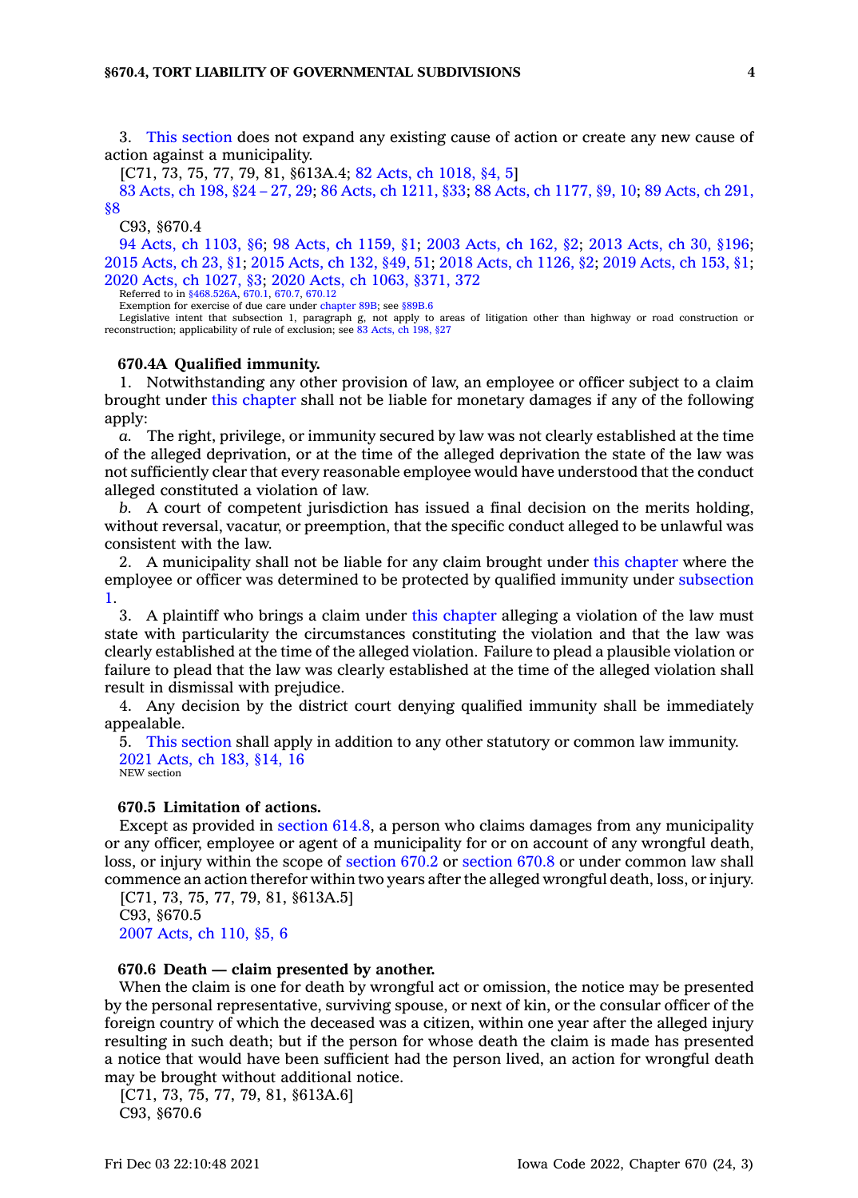3. This section does not expand any existing cause of action or create any new cause of action against a municipality.

[C71, 73, 75, 77, 79, 81, §613A.4; 82 Acts, ch 1018, §4, 5]

83 Acts, ch 198, §24 – 27, 29; 86 Acts, ch 1211, §33; 88 Acts, ch 1177, §9, 10; 89 Acts, ch 291, §8

C93, §670.4

94 Acts, ch 1103, §6; 98 Acts, ch 1159, §1; 2003 Acts, ch 162, §2; 2013 Acts, ch 30, §196; 2015 Acts, ch 23, §1; 2015 Acts, ch 132, §49, 51; 2018 Acts, ch 1126, §2; 2019 Acts, ch 153, §1; 2020 Acts, ch 1027, §3; 2020 Acts, ch 1063, §371, 372

Referred to in §468.526A, 670.1, 670.7, 670.12

Exemption for exercise of due care under chapter 89B; see §89B.6

Legislative intent that subsection 1, paragraph g, not apply to areas of litigation other than highway or road construction or reconstruction; applicability of rule of exclusion; see 83 Acts, ch 198, §27

**670.4A Qualified immunity.**

1. Notwithstanding any other provision of law, an employee or officer subject to a claim brought under this chapter shall not be liable for monetary damages if any of the following apply:

*a.* The right, privilege, or immunity secured by law was not clearly established at the time of the alleged deprivation, or at the time of the alleged deprivation the state of the law was not sufficiently clear that every reasonable employee would have understood that the conduct alleged constituted a violation of law.

*b.* A court of competent jurisdiction has issued a final decision on the merits holding, without reversal, vacatur, or preemption, that the specific conduct alleged to be unlawful was consistent with the law.

2. A municipality shall not be liable for any claim brought under this chapter where the employee or officer was determined to be protected by qualified immunity under subsection 1.

3. A plaintiff who brings a claim under this chapter alleging a violation of the law must state with particularity the circumstances constituting the violation and that the law was clearly established at the time of the alleged violation. Failure to plead a plausible violation or failure to plead that the law was clearly established at the time of the alleged violation shall result in dismissal with prejudice.

4. Any decision by the district court denying qualified immunity shall be immediately appealable.

5. This section shall apply in addition to any other statutory or common law immunity.

2021 Acts, ch 183, §14, 16

NEW section

**670.5 Limitation of actions.**

Except as provided in section 614.8, a person who claims damages from any municipality or any officer, employee or agent of a municipality for or on account of any wrongful death, loss, or injury within the scope of section 670.2 or section 670.8 or under common law shall commence an action therefor within two years after the alleged wrongful death, loss, or injury.

[C71, 73, 75, 77, 79, 81, §613A.5]

C93, §670.5

2007 Acts, ch 110, §5, 6

**670.6 Death — claim presented by another.**

When the claim is one for death by wrongful act or omission, the notice may be presented by the personal representative, surviving spouse, or next of kin, or the consular officer of the foreign country of which the deceased was a citizen, within one year after the alleged injury resulting in such death; but if the person for whose death the claim is made has presented a notice that would have been sufficient had the person lived, an action for wrongful death may be brought without additional notice.

[C71, 73, 75, 77, 79, 81, §613A.6]

C93, §670.6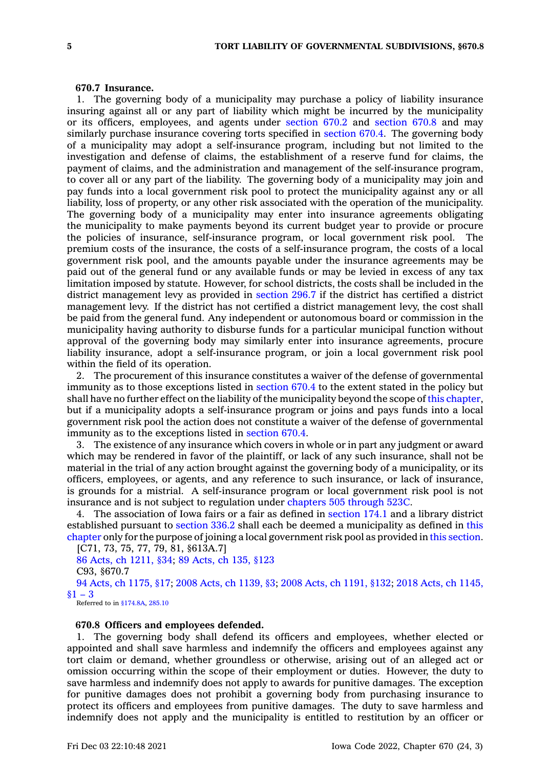**670.7 Insurance.**

1. The governing body of a municipality may purchase a policy of liability insurance insuring against all or any part of liability which might be incurred by the municipality or its officers, employees, and agents under section 670.2 and section 670.8 and may similarly purchase insurance covering torts specified in section 670.4. The governing body of a municipality may adopt a self-insurance program, including but not limited to the investigation and defense of claims, the establishment of a reserve fund for claims, the payment of claims, and the administration and management of the self-insurance program, to cover all or any part of the liability. The governing body of a municipality may join and pay funds into a local government risk pool to protect the municipality against any or all liability, loss of property, or any other risk associated with the operation of the municipality. The governing body of a municipality may enter into insurance agreements obligating the municipality to make payments beyond its current budget year to provide or procure the policies of insurance, self-insurance program, or local government risk pool. The premium costs of the insurance, the costs of a self-insurance program, the costs of a local government risk pool, and the amounts payable under the insurance agreements may be paid out of the general fund or any available funds or may be levied in excess of any tax limitation imposed by statute. However, for school districts, the costs shall be included in the district management levy as provided in section 296.7 if the district has certified a district management levy. If the district has not certified a district management levy, the cost shall be paid from the general fund. Any independent or autonomous board or commission in the municipality having authority to disburse funds for a particular municipal function without approval of the governing body may similarly enter into insurance agreements, procure liability insurance, adopt a self-insurance program, or join a local government risk pool within the field of its operation.

2. The procurement of this insurance constitutes a waiver of the defense of governmental immunity as to those exceptions listed in section 670.4 to the extent stated in the policy but shall have no further effect on the liability of the municipality beyond the scope of this chapter, but if a municipality adopts a self-insurance program or joins and pays funds into a local government risk pool the action does not constitute a waiver of the defense of governmental immunity as to the exceptions listed in section 670.4.

3. The existence of any insurance which covers in whole or in part any judgment or award which may be rendered in favor of the plaintiff, or lack of any such insurance, shall not be material in the trial of any action brought against the governing body of a municipality, or its officers, employees, or agents, and any reference to such insurance, or lack of insurance, is grounds for a mistrial. A self-insurance program or local government risk pool is not insurance and is not subject to regulation under chapters 505 through 523C.

4. The association of Iowa fairs or a fair as defined in section 174.1 and a library district established pursuant to section 336.2 shall each be deemed a municipality as defined in this chapter only for the purpose of joining a local government risk pool as provided in this section.

[C71, 73, 75, 77, 79, 81, §613A.7]

86 Acts, ch 1211, §34; 89 Acts, ch 135, §123

C93, §670.7

94 Acts, ch 1175, §17; 2008 Acts, ch 1139, §3; 2008 Acts, ch 1191, §132; 2018 Acts, ch 1145, §1 – 3

Referred to in §174.8A, 285.10

**670.8 Officers and employees defended.**

1. The governing body shall defend its officers and employees, whether elected or appointed and shall save harmless and indemnify the officers and employees against any tort claim or demand, whether groundless or otherwise, arising out of an alleged act or omission occurring within the scope of their employment or duties. However, the duty to save harmless and indemnify does not apply to awards for punitive damages. The exception for punitive damages does not prohibit a governing body from purchasing insurance to protect its officers and employees from punitive damages. The duty to save harmless and indemnify does not apply and the municipality is entitled to restitution by an officer or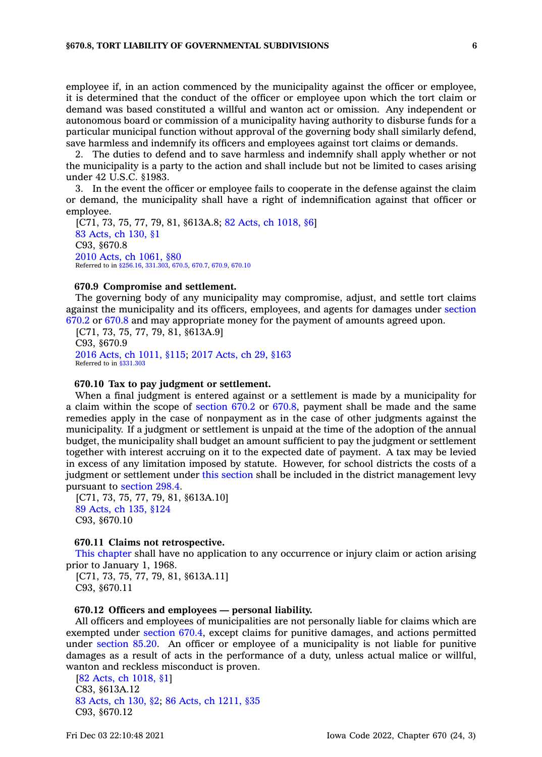employee if, in an action commenced by the municipality against the officer or employee, it is determined that the conduct of the officer or employee upon which the tort claim or demand was based constituted a willful and wanton act or omission. Any independent or autonomous board or commission of a municipality having authority to disburse funds for a particular municipal function without approval of the governing body shall similarly defend, save harmless and indemnify its officers and employees against tort claims or demands.

2. The duties to defend and to save harmless and indemnify shall apply whether or not the municipality is a party to the action and shall include but not be limited to cases arising under 42 U.S.C. §1983.

3. In the event the officer or employee fails to cooperate in the defense against the claim or demand, the municipality shall have a right of indemnification against that officer or employee.

[C71, 73, 75, 77, 79, 81, §613A.8; 82 Acts, ch 1018, §6]
83 Acts, ch 130, §1
C93, §670.8
2010 Acts, ch 1061, §80
Referred to in §256.16, 331.303, 670.5, 670.7, 670.9, 670.10

**670.9 Compromise and settlement.**

The governing body of any municipality may compromise, adjust, and settle tort claims against the municipality and its officers, employees, and agents for damages under section 670.2 or 670.8 and may appropriate money for the payment of amounts agreed upon.

[C71, 73, 75, 77, 79, 81, §613A.9]
C93, §670.9
2016 Acts, ch 1011, §115; 2017 Acts, ch 29, §163
Referred to in §331.303

**670.10 Tax to pay judgment or settlement.**

When a final judgment is entered against or a settlement is made by a municipality for a claim within the scope of section 670.2 or 670.8, payment shall be made and the same remedies apply in the case of nonpayment as in the case of other judgments against the municipality. If a judgment or settlement is unpaid at the time of the adoption of the annual budget, the municipality shall budget an amount sufficient to pay the judgment or settlement together with interest accruing on it to the expected date of payment. A tax may be levied in excess of any limitation imposed by statute. However, for school districts the costs of a judgment or settlement under this section shall be included in the district management levy pursuant to section 298.4.

[C71, 73, 75, 77, 79, 81, §613A.10]
89 Acts, ch 135, §124
C93, §670.10

**670.11 Claims not retrospective.**

This chapter shall have no application to any occurrence or injury claim or action arising prior to January 1, 1968.

[C71, 73, 75, 77, 79, 81, §613A.11]
C93, §670.11

**670.12 Officers and employees — personal liability.**

All officers and employees of municipalities are not personally liable for claims which are exempted under section 670.4, except claims for punitive damages, and actions permitted under section 85.20. An officer or employee of a municipality is not liable for punitive damages as a result of acts in the performance of a duty, unless actual malice or willful, wanton and reckless misconduct is proven.

[82 Acts, ch 1018, §1]
C83, §613A.12
83 Acts, ch 130, §2; 86 Acts, ch 1211, §35
C93, §670.12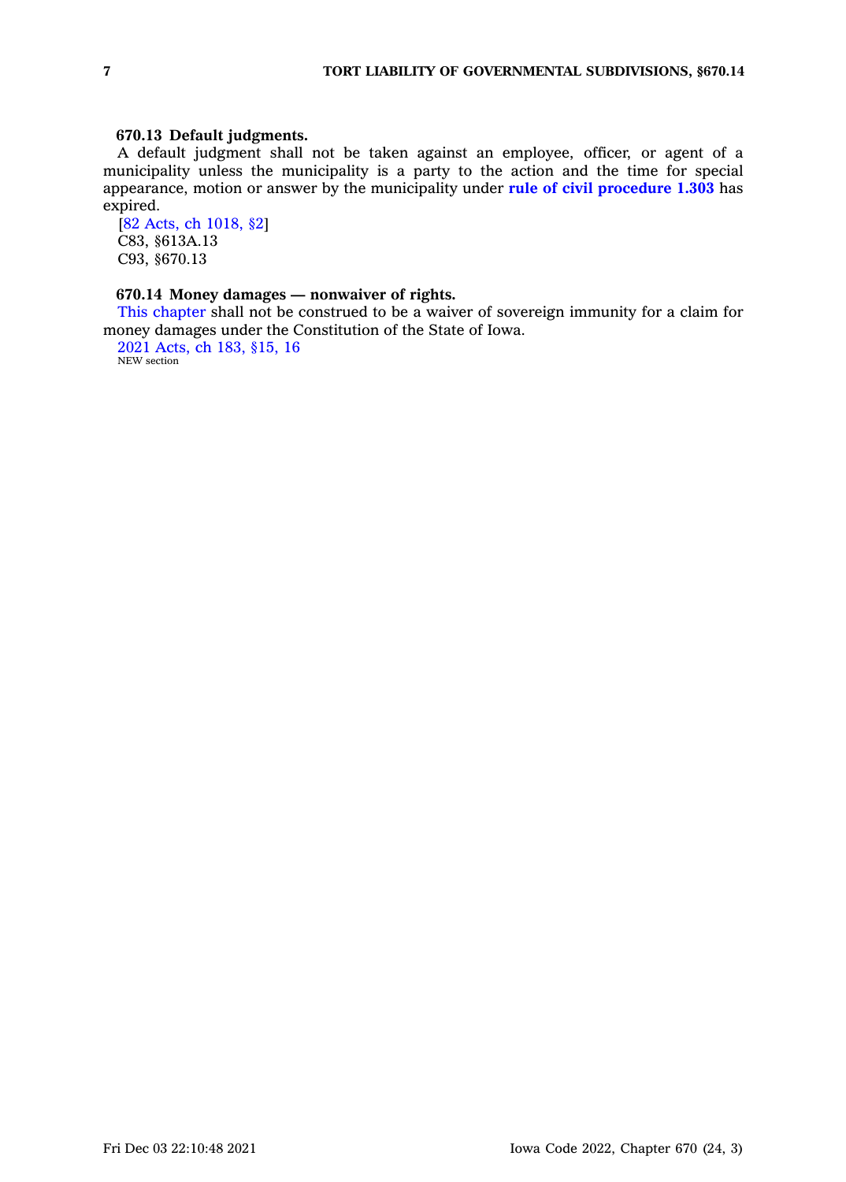**670.13 Default judgments.**

A default judgment shall not be taken against an employee, officer, or agent of a municipality unless the municipality is a party to the action and the time for special appearance, motion or answer by the municipality under **rule of civil procedure 1.303** has expired.

[82 Acts, ch 1018, §2]
C83, §613A.13
C93, §670.13

**670.14 Money damages — nonwaiver of rights.**

This chapter shall not be construed to be a waiver of sovereign immunity for a claim for money damages under the Constitution of the State of Iowa.

2021 Acts, ch 183, §15, 16
NEW section